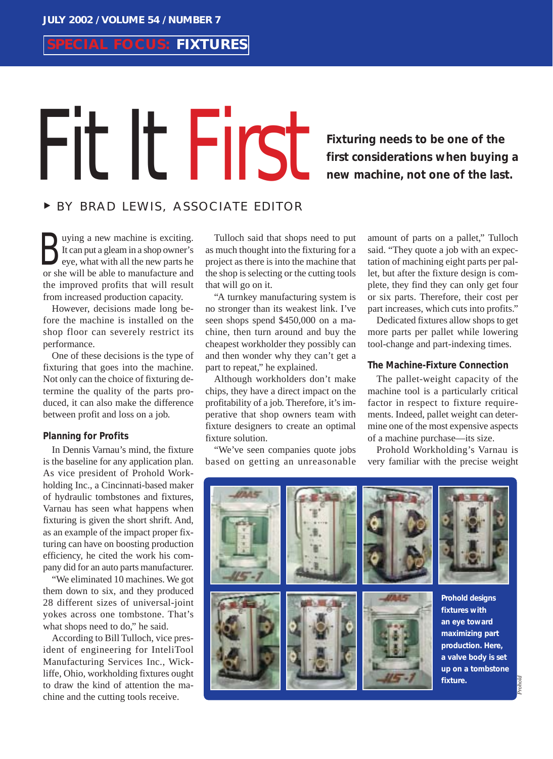SPECIAL FOCUS: FIXTURES

# Fit It First

**Fixturing needs to be one of the first considerations when buying a new machine, not one of the last.**

BY BRAD LEWIS, ASSOCIATE EDITOR

Buying a new machine is exciting. It can put a gleam in a shop owner's eye, what with all the new parts he or she will be able to manufacture and the improved profits that will result from increased production capacity.

However, decisions made long before the machine is installed on the shop floor can severely restrict its performance.

One of these decisions is the type of fixturing that goes into the machine. Not only can the choice of fixturing determine the quality of the parts produced, it can also make the difference between profit and loss on a job.

### Planning for Profits

In Dennis Varnau's mind, the fixture is the baseline for any application plan. As vice president of Prohold Workholding Inc., a Cincinnati-based maker of hydraulic tombstones and fixtures, Varnau has seen what happens when fixturing is given the short shrift. And, as an example of the impact proper fixturing can have on boosting production efficiency, he cited the work his company did for an auto parts manufacturer.

"We eliminated 10 machines. We got them down to six, and they produced 28 different sizes of universal-joint yokes across one tombstone. That's what shops need to do," he said.

According to Bill Tulloch, vice president of engineering for InteliTool Manufacturing Services Inc., Wickliffe, Ohio, workholding fixtures ought to draw the kind of attention the machine and the cutting tools receive.

Tulloch said that shops need to put as much thought into the fixturing for a project as there is into the machine that the shop is selecting or the cutting tools that will go on it.

"A turnkey manufacturing system is no stronger than its weakest link. I've seen shops spend $450,000 on a machine, then turn around and buy the cheapest workholder they possibly can and then wonder why they can't get a part to repeat," he explained.

Although workholders don't make chips, they have a direct impact on the profitability of a job. Therefore, it's imperative that shop owners team with fixture designers to create an optimal fixture solution.

"We've seen companies quote jobs based on getting an unreasonable amount of parts on a pallet," Tulloch said. "They quote a job with an expectation of machining eight parts per pallet, but after the fixture design is complete, they find they can only get four or six parts. Therefore, their cost per part increases, which cuts into profits."

Dedicated fixtures allow shops to get more parts per pallet while lowering tool-change and part-indexing times.

### The Machine-Fixture Connection

The pallet-weight capacity of the machine tool is a particularly critical factor in respect to fixture requirements. Indeed, pallet weight can determine one of the most expensive aspects of a machine purchase—its size.

Prohold Workholding's Varnau is very familiar with the precise weight

**Prohold designs fixtures with an eye toward maximizing part production. Here, a valve body is set up on a tombstone fixture.**

*Prohold*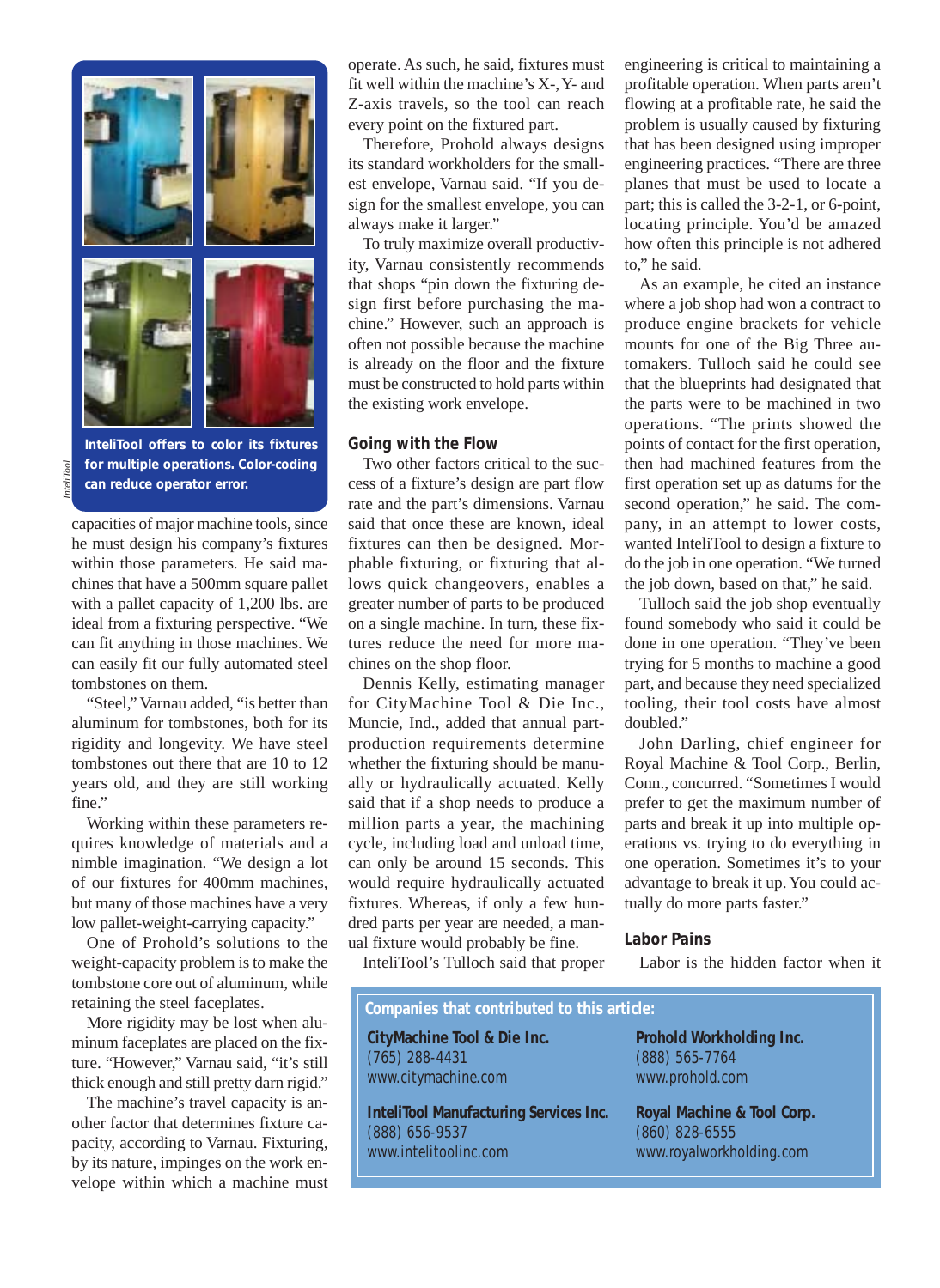InteliTool offers to color its fixtures for multiple operations. Color-coding can reduce operator error.

*InteliTool*

capacities of major machine tools, since he must design his company's fixtures within those parameters. He said machines that have a 500mm square pallet with a pallet capacity of 1,200 lbs. are ideal from a fixturing perspective. "We can fit anything in those machines. We can easily fit our fully automated steel tombstones on them.

"Steel," Varnau added, "is better than aluminum for tombstones, both for its rigidity and longevity. We have steel tombstones out there that are 10 to 12 years old, and they are still working fine."

Working within these parameters requires knowledge of materials and a nimble imagination. "We design a lot of our fixtures for 400mm machines, but many of those machines have a very low pallet-weight-carrying capacity."

One of Prohold's solutions to the weight-capacity problem is to make the tombstone core out of aluminum, while retaining the steel faceplates.

More rigidity may be lost when aluminum faceplates are placed on the fixture. "However," Varnau said, "it's still thick enough and still pretty darn rigid."

The machine's travel capacity is another factor that determines fixture capacity, according to Varnau. Fixturing, by its nature, impinges on the work envelope within which a machine must operate. As such, he said, fixtures must fit well within the machine's X-, Y- and Z-axis travels, so the tool can reach every point on the fixtured part.

Therefore, Prohold always designs its standard workholders for the smallest envelope, Varnau said. "If you design for the smallest envelope, you can always make it larger."

To truly maximize overall productivity, Varnau consistently recommends that shops "pin down the fixturing design first before purchasing the machine." However, such an approach is often not possible because the machine is already on the floor and the fixture must be constructed to hold parts within the existing work envelope.

## Going with the Flow

Two other factors critical to the success of a fixture's design are part flow rate and the part's dimensions. Varnau said that once these are known, ideal fixtures can then be designed. Morphable fixturing, or fixturing that allows quick changeovers, enables a greater number of parts to be produced on a single machine. In turn, these fixtures reduce the need for more machines on the shop floor.

Dennis Kelly, estimating manager for CityMachine Tool & Die Inc., Muncie, Ind., added that annual part-production requirements determine whether the fixturing should be manually or hydraulically actuated. Kelly said that if a shop needs to produce a million parts a year, the machining cycle, including load and unload time, can only be around 15 seconds. This would require hydraulically actuated fixtures. Whereas, if only a few hundred parts per year are needed, a manual fixture would probably be fine.

InteliTool's Tulloch said that proper engineering is critical to maintaining a profitable operation. When parts aren't flowing at a profitable rate, he said the problem is usually caused by fixturing that has been designed using improper engineering practices. "There are three planes that must be used to locate a part; this is called the 3-2-1, or 6-point, locating principle. You'd be amazed how often this principle is not adhered to," he said.

As an example, he cited an instance where a job shop had won a contract to produce engine brackets for vehicle mounts for one of the Big Three automakers. Tulloch said he could see that the blueprints had designated that the parts were to be machined in two operations. "The prints showed the points of contact for the first operation, then had machined features from the first operation set up as datums for the second operation," he said. The company, in an attempt to lower costs, wanted InteliTool to design a fixture to do the job in one operation. "We turned the job down, based on that," he said.

Tulloch said the job eventually found somebody who said it could be done in one operation. "They've been trying for 5 months to machine a good part, and because they need specialized tooling, their tool costs have almost doubled."

John Darling, chief engineer for Royal Machine & Tool Corp., Berlin, Conn., concurred. "Sometimes I would prefer to get the maximum number of parts and break it up into multiple operations vs. trying to do everything in one operation. Sometimes it's to your advantage to break it up. You could actually do more parts faster."

## Labor Pains

Labor is the hidden factor when it

**Companies that contributed to this article:**

**CityMachine Tool & Die Inc.**
(765) 288-4431
www.citymachine.com

**InteliTool Manufacturing Services Inc.**
(888) 656-9537
www.intelitoolinc.com

**Prohold Workholding Inc.**
(888) 565-7764
www.prohold.com

**Royal Machine & Tool Corp.**
(860) 828-6555
www.royalworkholding.com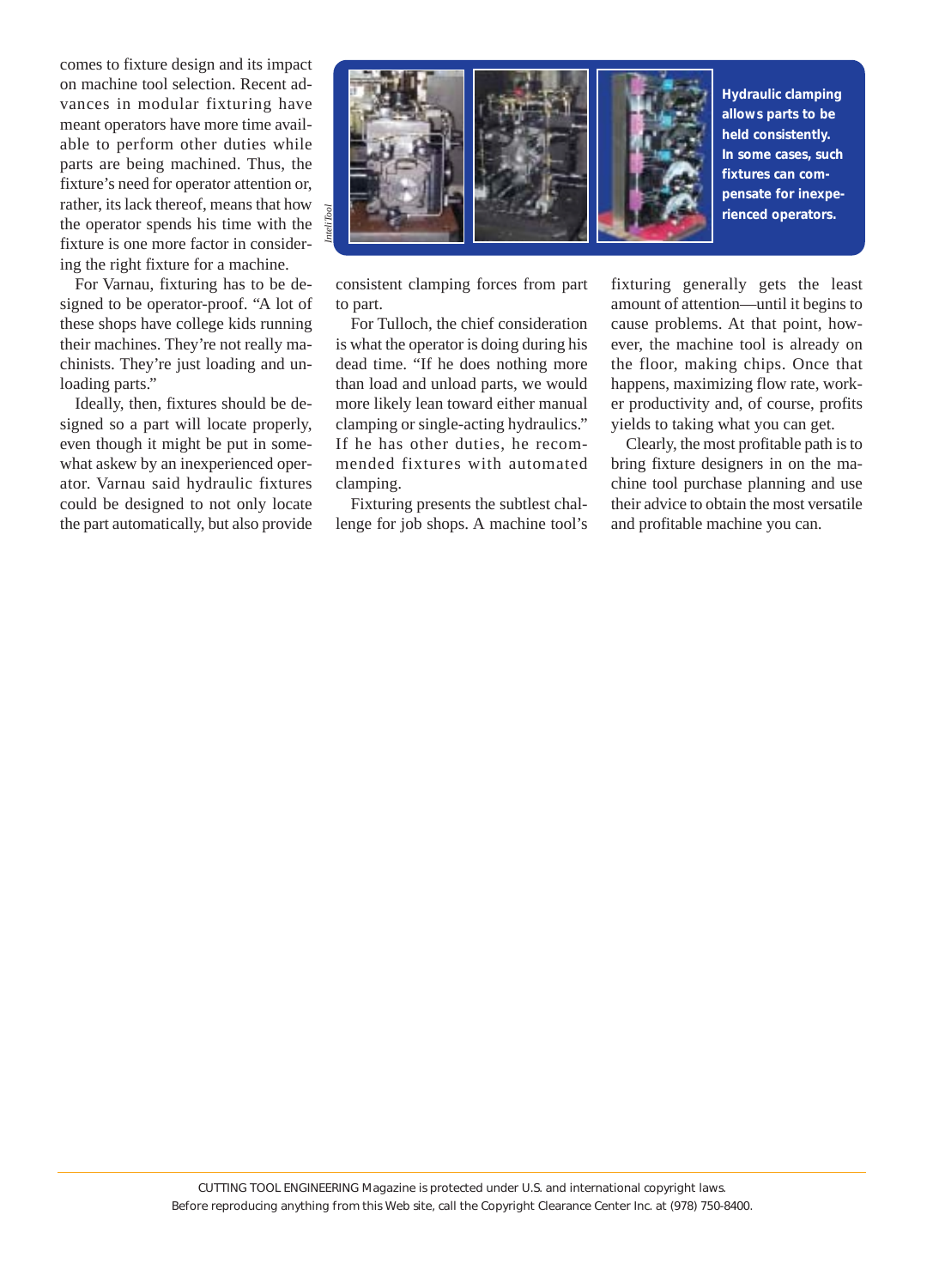comes to fixture design and its impact on machine tool selection. Recent advances in modular fixturing have meant operators have more time available to perform other duties while parts are being machined. Thus, the fixture's need for operator attention or, rather, its lack thereof, means that how the operator spends his time with the fixture is one more factor in considering the right fixture for a machine.

For Varnau, fixturing has to be designed to be operator-proof. "A lot of these shops have college kids running their machines. They're not really machinists. They're just loading and unloading parts."

Ideally, then, fixtures should be designed so a part will locate properly, even though it might be put in somewhat askew by an inexperienced operator. Varnau said hydraulic fixtures could be designed to not only locate the part automatically, but also provide consistent clamping forces from part to part.

For Tulloch, the chief consideration is what the operator is doing during his dead time. "If he does nothing more than load and unload parts, we would more likely lean toward either manual clamping or single-acting hydraulics." If he has other duties, he recommended fixtures with automated clamping.

Fixturing presents the subtlest challenge for job shops. A machine tool's fixturing generally gets the least amount of attention—until it begins to cause problems. At that point, however, the machine tool is already on the floor, making chips. Once that happens, maximizing flow rate, worker productivity and, of course, profits yields to taking what you can get.

Clearly, the most profitable path is to bring fixture designers in on the machine tool purchase planning and use their advice to obtain the most versatile and profitable machine you can.

*Inteli Tool*

**Hydraulic clamping allows parts to be held consistently. In some cases, such fixtures can compensate for inexperienced operators.**

CUTTING TOOL ENGINEERING Magazine is protected under U.S. and international copyright laws.
Before reproducing anything from this Web site, call the Copyright Clearance Center Inc. at (978) 750-8400.